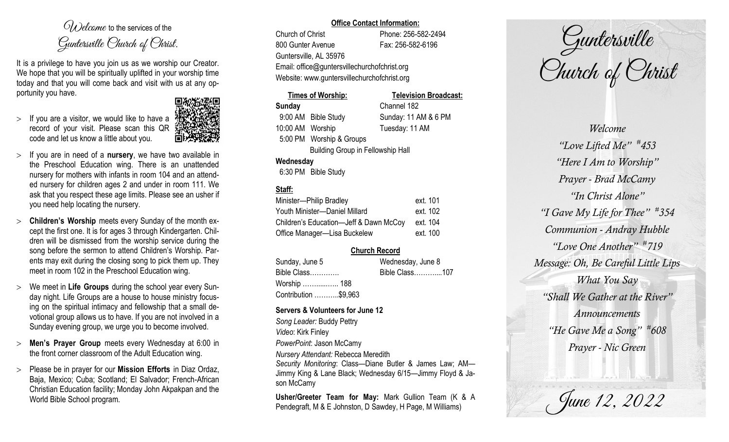# *Welcome* to the services of the Guntersville Church of Christ.

It is a privilege to have you join us as we worship our Creator. We hope that you will be spiritually uplifted in your worship time today and that you will come back and visit with us at any opportunity you have.

- If you are a visitor, we would like to have a record of your visit. Please scan this QR code and let us know a little about you.
- If you are in need of a **nursery**, we have two available in the Preschool Education wing. There is an unattended nursery for mothers with infants in room 104 and an attended nursery for children ages 2 and under in room 111. We ask that you respect these age limits. Please see an usher if you need help locating the nursery.
- **Children's Worship** meets every Sunday of the month except the first one. It is for ages 3 through Kindergarten. Children will be dismissed from the worship service during the song before the sermon to attend Children's Worship. Parents may exit during the closing song to pick them up. They meet in room 102 in the Preschool Education wing.
- We meet in **Life Groups** during the school year every Sunday night. Life Groups are a house to house ministry focusing on the spiritual intimacy and fellowship that a small devotional group allows us to have. If you are not involved in a Sunday evening group, we urge you to become involved.
- **Men's Prayer Group** meets every Wednesday at 6:00 in the front corner classroom of the Adult Education wing.
- Please be in prayer for our **Mission Efforts** in Diaz Ordaz, Baja, Mexico; Cuba; Scotland; El Salvador; French-African Christian Education facility; Monday John Akpakpan and the World Bible School program.

## Office Contact Information:

Church of Christ
800 Gunter Avenue
Guntersville, AL 35976
Phone: 256-582-2494
Fax: 256-582-6196
Email: office@guntersvillechurchofchrist.org
Website: www.guntersvillechurchofchrist.org

| Times of Worship: | | Television Broadcast: |
|---|---|---|
| **Sunday** | | Channel 182 |
| 9:00 AM | Bible Study | Sunday: 11 AM & 6 PM |
| 10:00 AM | Worship | Tuesday: 11 AM |
| 5:00 PM | Worship & Groups | |
| | Building Group in Fellowship Hall | |
| **Wednesday** | | |
| 6:30 PM | Bible Study | |

## Staff:

| | |
|---|---|
| Minister—Philip Bradley | ext. 101 |
| Youth Minister—Daniel Millard | ext. 102 |
| Children's Education—Jeff & Dawn McCoy | ext. 104 |
| Office Manager—Lisa Buckelew | ext. 100 |

## Church Record

| Sunday, June 5 | Wednesday, June 8 |
|---|---|
| Bible Class………… | Bible Class………...107 |
| Worship ……....….. 188 | |
| Contribution ………..$9,963 | |

### Servers & Volunteers for June 12

*Song Leader:* Buddy Pettry
*Video*: Kirk Finley
*PowerPoint*: Jason McCamy
*Nursery Attendant:* Rebecca Meredith
*Security Monitoring*: Class—Diane Butler & James Law; AM—Jimmy King & Lane Black; Wednesday 6/15—Jimmy Floyd & Jason McCamy

**Usher/Greeter Team for May:** Mark Gullion Team (K & A Pendegraft, M & E Johnston, D Sawdey, H Page, M Williams)

# Guntersville Church of Christ

*Welcome*
*"Love Lifted Me" #453*
*"Here I Am to Worship"*
*Prayer - Brad McCamy*
*"In Christ Alone"*
*"I Gave My Life for Thee" #354*
*Communion - Andray Hubble*
*"Love One Another" #719*
*Message: Oh, Be Careful Little Lips What You Say*
*"Shall We Gather at the River"*
*Announcements*
*"He Gave Me a Song" #608*
*Prayer - Nic Green*

*June 12, 2022*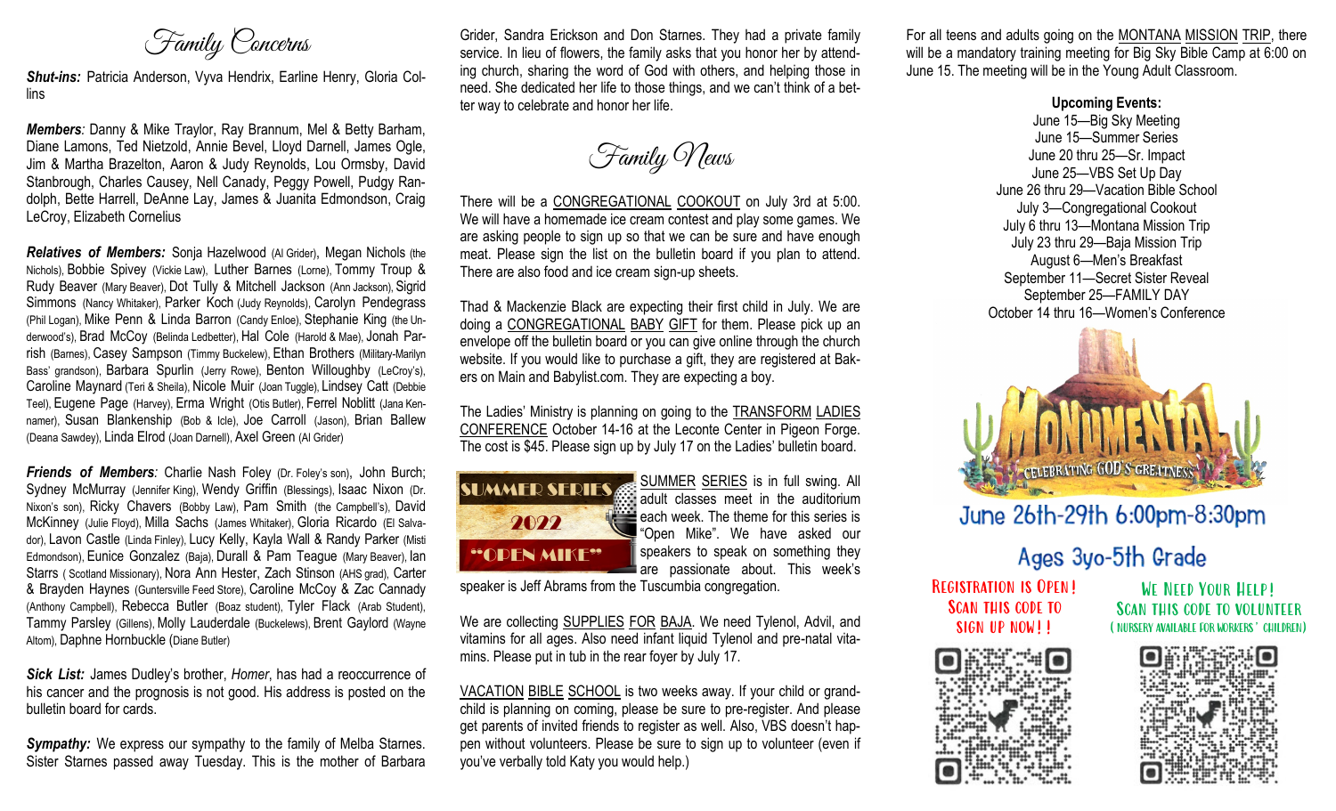# Family Concerns

***Shut-ins:*** Patricia Anderson, Vyva Hendrix, Earline Henry, Gloria Collins

***Members:*** Danny & Mike Traylor, Ray Brannum, Mel & Betty Barham, Diane Lamons, Ted Nietzold, Annie Bevel, Lloyd Darnell, James Ogle, Jim & Martha Brazelton, Aaron & Judy Reynolds, Lou Ormsby, David Stanbrough, Charles Causey, Nell Canady, Peggy Powell, Pudgy Randolph, Bette Harrell, DeAnne Lay, James & Juanita Edmondson, Craig LeCroy, Elizabeth Cornelius

***Relatives of Members:*** Sonja Hazelwood (Al Grider), Megan Nichols (the Nichols), Bobbie Spivey (Vickie Law), Luther Barnes (Lorne), Tommy Troup & Rudy Beaver (Mary Beaver), Dot Tully & Mitchell Jackson (Ann Jackson), Sigrid Simmons (Nancy Whitaker), Parker Koch (Judy Reynolds), Carolyn Pendegrass (Phil Logan), Mike Penn & Linda Barron (Candy Enloe), Stephanie King (the Underwood's), Brad McCoy (Belinda Ledbetter), Hal Cole (Harold & Mae), Jonah Parrish (Barnes), Casey Sampson (Timmy Buckelew), Ethan Brothers (Military-Marilyn Bass' grandson), Barbara Spurlin (Jerry Rowe), Benton Willoughby (LeCroy's), Caroline Maynard (Teri & Sheila), Nicole Muir (Joan Tuggle), Lindsey Catt (Debbie Teel), Eugene Page (Harvey), Erma Wright (Otis Butler), Ferrel Noblitt (Jana Kennamer), Susan Blankenship (Bob & Icle), Joe Carroll (Jason), Brian Ballew (Deana Sawdey), Linda Elrod (Joan Darnell), Axel Green (Al Grider)

***Friends of Members:*** Charlie Nash Foley (Dr. Foley's son), John Burch; Sydney McMurray (Jennifer King), Wendy Griffin (Blessings), Isaac Nixon (Dr. Nixon's son), Ricky Chavers (Bobby Law), Pam Smith (the Campbell's), David McKinney (Julie Floyd), Milla Sachs (James Whitaker), Gloria Ricardo (El Salvador), Lavon Castle (Linda Finley), Lucy Kelly, Kayla Wall & Randy Parker (Misti Edmondson), Eunice Gonzalez (Baja), Durall & Pam Teague (Mary Beaver), Ian Starrs ( Scotland Missionary), Nora Ann Hester, Zach Stinson (AHS grad), Carter & Brayden Haynes (Guntersville Feed Store), Caroline McCoy & Zac Cannady (Anthony Campbell), Rebecca Butler (Boaz student), Tyler Flack (Arab Student), Tammy Parsley (Gillens), Molly Lauderdale (Buckelews), Brent Gaylord (Wayne Altom), Daphne Hornbuckle (Diane Butler)

***Sick List:*** James Dudley's brother, *Homer*, has had a reoccurrence of his cancer and the prognosis is not good. His address is posted on the bulletin board for cards.

***Sympathy:*** We express our sympathy to the family of Melba Starnes. Sister Starnes passed away Tuesday. This is the mother of Barbara Grider, Sandra Erickson and Don Starnes. They had a private family service. In lieu of flowers, the family asks that you honor her by attending church, sharing the word of God with others, and helping those in need. She dedicated her life to those things, and we can't think of a better way to celebrate and honor her life.

# Family News

There will be a CONGREGATIONAL COOKOUT on July 3rd at 5:00. We will have a homemade ice cream contest and play some games. We are asking people to sign up so that we can be sure and have enough meat. Please sign the list on the bulletin board if you plan to attend. There are also food and ice cream sign-up sheets.

Thad & Mackenzie Black are expecting their first child in July. We are doing a CONGREGATIONAL BABY GIFT for them. Please pick up an envelope off the bulletin board or you can give online through the church website. If you would like to purchase a gift, they are registered at Bakers on Main and Babylist.com. They are expecting a boy.

The Ladies' Ministry is planning on going to the TRANSFORM LADIES CONFERENCE October 14-16 at the Leconte Center in Pigeon Forge. The cost is $45. Please sign up by July 17 on the Ladies' bulletin board.

SUMMER SERIES 2022 "OPEN MIKE"

SUMMER SERIES is in full swing. All adult classes meet in the auditorium each week. The theme for this series is "Open Mike". We have asked our speakers to speak on something they are passionate about. This week's speaker is Jeff Abrams from the Tuscumbia congregation.

We are collecting SUPPLIES FOR BAJA. We need Tylenol, Advil, and vitamins for all ages. Also need infant liquid Tylenol and pre-natal vitamins. Please put in tub in the rear foyer by July 17.

VACATION BIBLE SCHOOL is two weeks away. If your child or grandchild is planning on coming, please be sure to pre-register. And please get parents of invited friends to register as well. Also, VBS doesn't happen without volunteers. Please be sure to sign up to volunteer (even if you've verbally told Katy you would help.)

For all teens and adults going on the MONTANA MISSION TRIP, there will be a mandatory training meeting for Big Sky Bible Camp at 6:00 on June 15. The meeting will be in the Young Adult Classroom.

**Upcoming Events:**

June 15—Big Sky Meeting
June 15—Summer Series
June 20 thru 25—Sr. Impact
June 25—VBS Set Up Day
June 26 thru 29—Vacation Bible School
July 3—Congregational Cookout
July 6 thru 13—Montana Mission Trip
July 23 thru 29—Baja Mission Trip
August 6—Men's Breakfast
September 11—Secret Sister Reveal
September 25—FAMILY DAY
October 14 thru 16—Women's Conference

MONUMENTAL
CELEBRATING GOD'S GREATNESS

June 26th-29th 6:00pm-8:30pm

Ages 3yo-5th Grade

REGISTRATION IS OPEN! SCAN THIS CODE TO SIGN UP NOW!!

WE NEED YOUR HELP! SCAN THIS CODE TO VOLUNTEER (NURSERY AVAILABLE FOR WORKERS' CHILDREN)